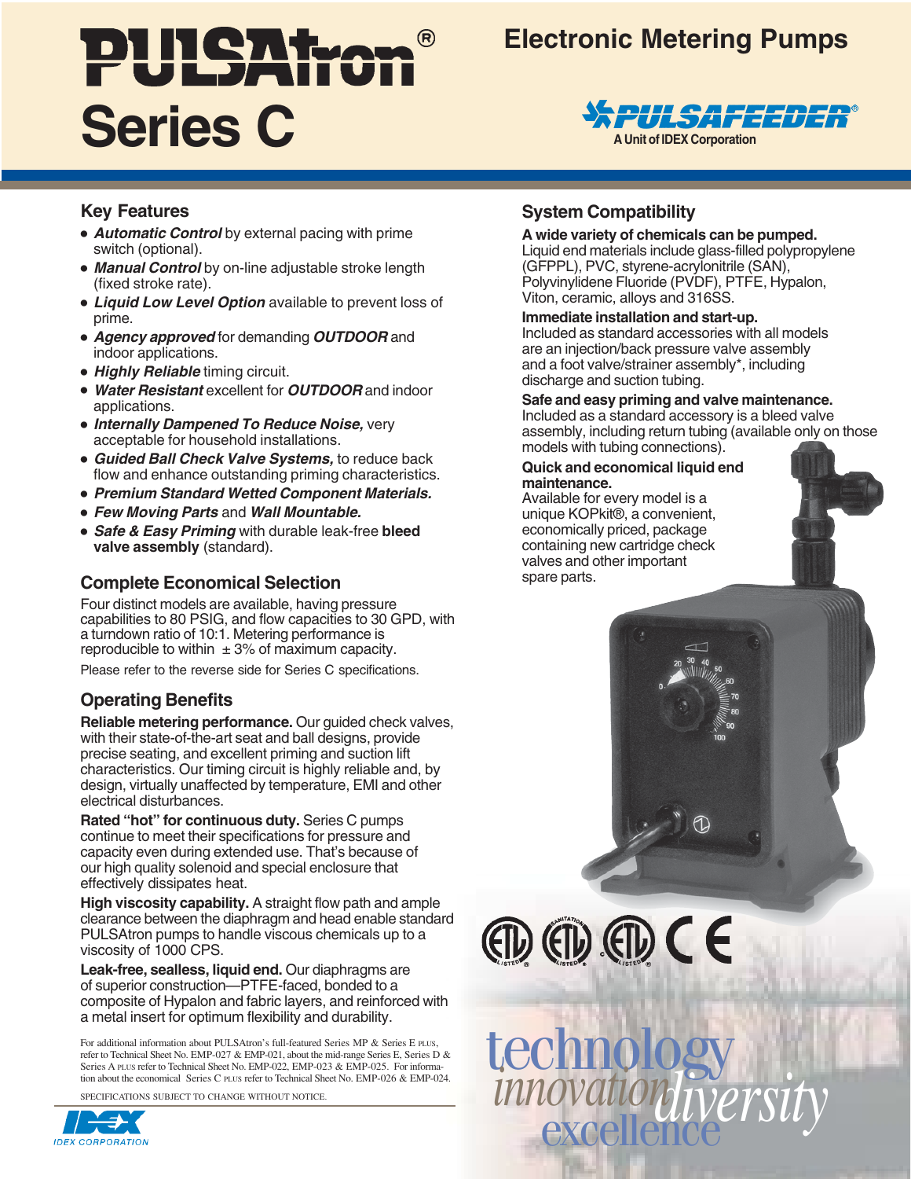# PULSAtron® Series C

## Electronic Metering Pumps

PULSAFEEDER®
A Unit of IDEX Corporation

## Key Features

- ***Automatic Control*** by external pacing with prime switch (optional).
- ***Manual Control*** by on-line adjustable stroke length (fixed stroke rate).
- ***Liquid Low Level Option*** available to prevent loss of prime.
- ***Agency approved*** for demanding ***OUTDOOR*** and indoor applications.
- ***Highly Reliable*** timing circuit.
- ***Water Resistant*** excellent for ***OUTDOOR*** and indoor applications.
- ***Internally Dampened To Reduce Noise,*** very acceptable for household installations.
- ***Guided Ball Check Valve Systems,*** to reduce back flow and enhance outstanding priming characteristics.
- ***Premium Standard Wetted Component Materials.***
- ***Few Moving Parts*** and ***Wall Mountable.***
- ***Safe & Easy Priming*** with durable leak-free **bleed valve assembly** (standard).

## Complete Economical Selection

Four distinct models are available, having pressure capabilities to 80 PSIG, and flow capacities to 30 GPD, with a turndown ratio of 10:1. Metering performance is reproducible to within ± 3% of maximum capacity.

Please refer to the reverse side for Series C specifications.

## Operating Benefits

**Reliable metering performance.** Our guided check valves, with their state-of-the-art seat and ball designs, provide precise seating, and excellent priming and suction lift characteristics. Our timing circuit is highly reliable and, by design, virtually unaffected by temperature, EMI and other electrical disturbances.

**Rated "hot" for continuous duty.** Series C pumps continue to meet their specifications for pressure and capacity even during extended use. That's because of our high quality solenoid and special enclosure that effectively dissipates heat.

**High viscosity capability.** A straight flow path and ample clearance between the diaphragm and head enable standard PULSAtron pumps to handle viscous chemicals up to a viscosity of 1000 CPS.

**Leak-free, sealless, liquid end.** Our diaphragms are of superior construction—PTFE-faced, bonded to a composite of Hypalon and fabric layers, and reinforced with a metal insert for optimum flexibility and durability.

For additional information about PULSAtron's full-featured Series MP & Series E PLUS, refer to Technical Sheet No. EMP-027 & EMP-021, about the mid-range Series E, Series D & Series A PLUS refer to Technical Sheet No. EMP-022, EMP-023 & EMP-025. For information about the economical Series C PLUS refer to Technical Sheet No. EMP-026 & EMP-024.

SPECIFICATIONS SUBJECT TO CHANGE WITHOUT NOTICE.

IDEX CORPORATION

## System Compatibility

**A wide variety of chemicals can be pumped.**
Liquid end materials include glass-filled polypropylene (GFPPL), PVC, styrene-acrylonitrile (SAN), Polyvinylidene Fluoride (PVDF), PTFE, Hypalon, Viton, ceramic, alloys and 316SS.

**Immediate installation and start-up.**
Included as standard accessories with all models are an injection/back pressure valve assembly and a foot valve/strainer assembly*, including discharge and suction tubing.

**Safe and easy priming and valve maintenance.**
Included as a standard accessory is a bleed valve assembly, including return tubing (available only on those models with tubing connections).

**Quick and economical liquid end maintenance.**
Available for every model is a unique KOPkit®, a convenient, economically priced, package containing new cartridge check valves and other important spare parts.

technology innovation diversity excellence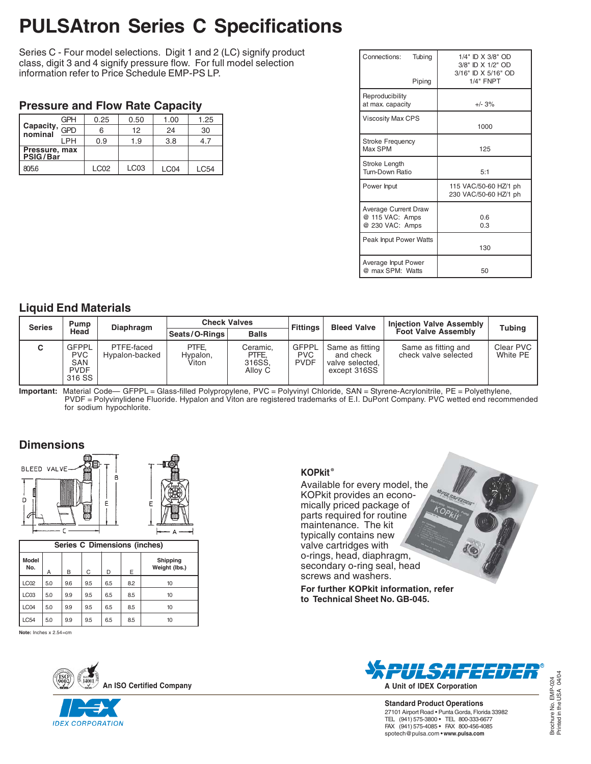# PULSAtron Series C Specifications

Series C - Four model selections. Digit 1 and 2 (LC) signify product class, digit 3 and 4 signify pressure flow. For full model selection information refer to Price Schedule EMP-PS LP.

## Pressure and Flow Rate Capacity

| | | | | | |
|---|---|---|---|---|---|
| Capacity, nominal | GPH | 0.25 | 0.50 | 1.00 | 1.25 |
| | GPD | 6 | 12 | 24 | 30 |
| | LPH | 0.9 | 1.9 | 3.8 | 4.7 |
| Pressure, max PSIG/Bar | | | | | |
| 80/5.6 | | LC02 | LC03 | LC04 | LC54 |

| | | |
|---|---|---|
| Connections: | Tubing | 1/4" ID X 3/8" OD<br>3/8" ID X 1/2" OD<br>3/16" ID X 5/16" OD |
| | Piping | 1/4" FNPT |
| Reproducibility at max. capacity | | +/- 3% |
| Viscosity Max CPS | | 1000 |
| Stroke Frequency Max SPM | | 125 |
| Stroke Length Turn-Down Ratio | | 5:1 |
| Power Input | | 115 VAC/50-60 HZ/1 ph<br>230 VAC/50-60 HZ/1 ph |
| Average Current Draw @ 115 VAC: Amps @ 230 VAC: Amps | | 0.6<br>0.3 |
| Peak Input Power Watts | | 130 |
| Average Input Power @ max SPM: Watts | | 50 |

## Liquid End Materials

| Series | Pump Head | Diaphragm | Check Valves | | Fittings | Bleed Valve | Injection Valve Assembly Foot Valve Assembly | Tubing |
|---|---|---|---|---|---|---|---|---|
| | | | Seats/O-Rings | Balls | | | | |
| C | GFPPL<br>PVC<br>SAN<br>PVDF<br>316 SS | PTFE-faced Hypalon-backed | PTFE, Hypalon, Viton | Ceramic, PTFE, 316SS, Alloy C | GFPPL<br>PVC<br>PVDF | Same as fitting and check valve selected, except 316SS | Same as fitting and check valve selected | Clear PVC<br>White PE |

**Important:** Material Code— GFPPL = Glass-filled Polypropylene, PVC = Polyvinyl Chloride, SAN = Styrene-Acrylonitrile, PE = Polyethylene, PVDF = Polyvinylidene Fluoride. Hypalon and Viton are registered trademarks of E.I. DuPont Company. PVC wetted end recommended for sodium hypochlorite.

## Dimensions

BLEED VALVE

B

D

E

C

E

A

| Series C Dimensions (inches) | | | | | | |
|---|---|---|---|---|---|---|
| Model No. | A | B | C | D | E | Shipping Weight (lbs.) |
| LC02 | 5.0 | 9.6 | 9.5 | 6.5 | 8.2 | 10 |
| LC03 | 5.0 | 9.9 | 9.5 | 6.5 | 8.5 | 10 |
| LC04 | 5.0 | 9.9 | 9.5 | 6.5 | 8.5 | 10 |
| LC54 | 5.0 | 9.9 | 9.5 | 6.5 | 8.5 | 10 |

**Note:** Inches x 2.54=cm

### KOPkit®

Available for every model, the KOPkit provides an economically priced package of parts required for routine maintenance. The kit typically contains new valve cartridges with o-rings, head, diaphragm, secondary o-ring seal, head screws and washers.

**For further KOPkit information, refer to Technical Sheet No. GB-045.**

An ISO Certified Company

IDEX CORPORATION

PULSAFEEDER®

A Unit of IDEX Corporation

**Standard Product Operations**
27101 Airport Road • Punta Gorda, Florida 33982
TEL (941) 575-3800 • TEL 800-333-6677
FAX (941) 575-4085 • FAX 800-456-4085
spotech@pulsa.com • **www.pulsa.com**

Brochure No. EMP-024
Printed in the USA 04/04